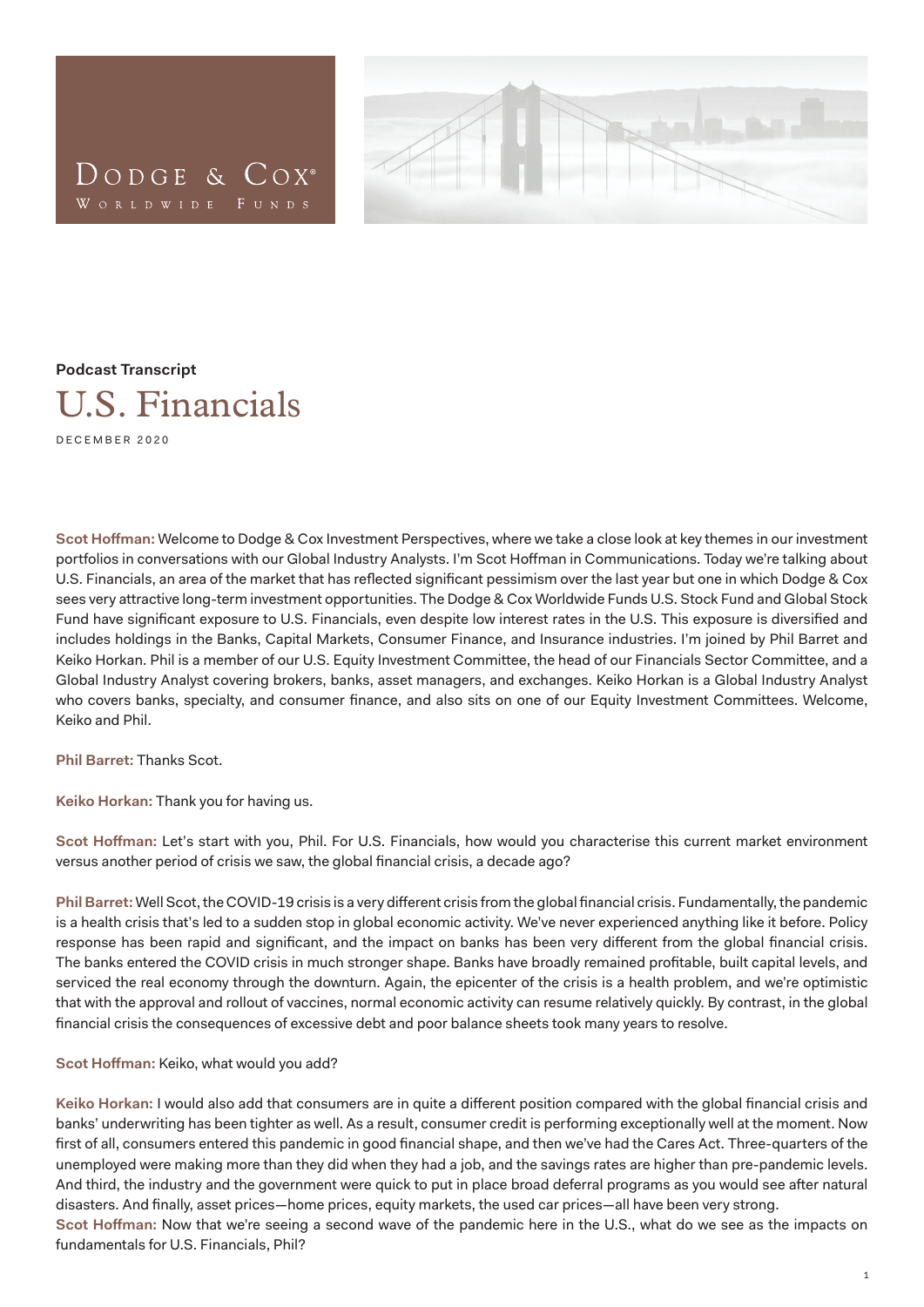Dodge & Cox® Worldwide Funds

**Podcast Transcript**

# U.S. Financials

DECEMBER 2020

**Scot Hoffman:** Welcome to Dodge & Cox Investment Perspectives, where we take a close look at key themes in our investment portfolios in conversations with our Global Industry Analysts. I'm Scot Hoffman in Communications. Today we're talking about U.S. Financials, an area of the market that has reflected significant pessimism over the last year but one in which Dodge & Cox sees very attractive long-term investment opportunities. The Dodge & Cox Worldwide Funds U.S. Stock Fund and Global Stock Fund have significant exposure to U.S. Financials, even despite low interest rates in the U.S. This exposure is diversified and includes holdings in the Banks, Capital Markets, Consumer Finance, and Insurance industries. I'm joined by Phil Barret and Keiko Horkan. Phil is a member of our U.S. Equity Investment Committee, the head of our Financials Sector Committee, and a Global Industry Analyst covering brokers, banks, asset managers, and exchanges. Keiko Horkan is a Global Industry Analyst who covers banks, specialty, and consumer finance, and also sits on one of our Equity Investment Committees. Welcome, Keiko and Phil.

**Phil Barret:** Thanks Scot.

**Keiko Horkan:** Thank you for having us.

**Scot Hoffman:** Let's start with you, Phil. For U.S. Financials, how would you characterise this current market environment versus another period of crisis we saw, the global financial crisis, a decade ago?

**Phil Barret:** Well Scot, the COVID-19 crisis is a very different crisis from the global financial crisis. Fundamentally, the pandemic is a health crisis that's led to a sudden stop in global economic activity. We've never experienced anything like it before. Policy response has been rapid and significant, and the impact on banks has been very different from the global financial crisis. The banks entered the COVID crisis in much stronger shape. Banks have broadly remained profitable, built capital levels, and serviced the real economy through the downturn. Again, the epicenter of the crisis is a health problem, and we're optimistic that with the approval and rollout of vaccines, normal economic activity can resume relatively quickly. By contrast, in the global financial crisis the consequences of excessive debt and poor balance sheets took many years to resolve.

**Scot Hoffman:** Keiko, what would you add?

**Keiko Horkan:** I would also add that consumers are in quite a different position compared with the global financial crisis and banks' underwriting has been tighter as well. As a result, consumer credit is performing exceptionally well at the moment. Now first of all, consumers entered this pandemic in good financial shape, and then we've had the Cares Act. Three-quarters of the unemployed were making more than they did when they had a job, and the savings rates are higher than pre-pandemic levels. And third, the industry and the government were quick to put in place broad deferral programs as you would see after natural disasters. And finally, asset prices—home prices, equity markets, the used car prices—all have been very strong.

**Scot Hoffman:** Now that we're seeing a second wave of the pandemic here in the U.S., what do we see as the impacts on fundamentals for U.S. Financials, Phil?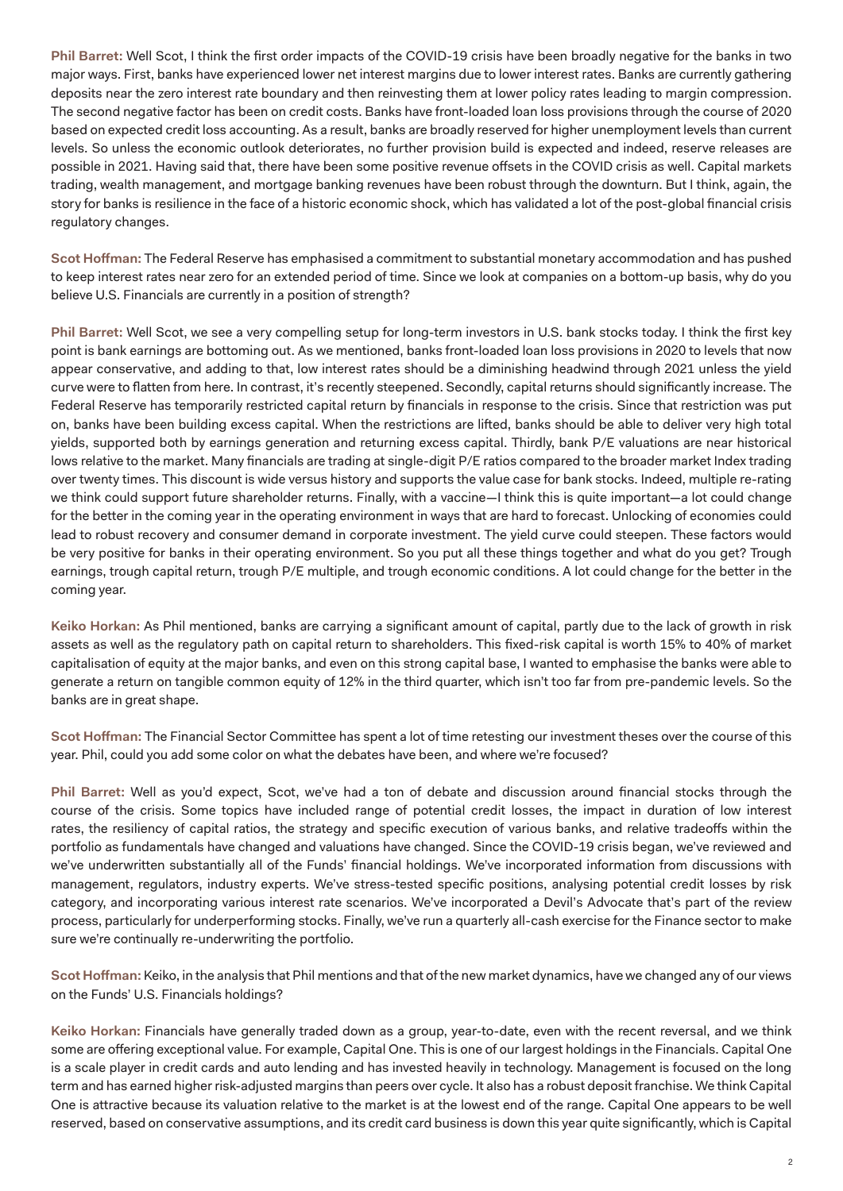**Phil Barret:** Well Scot, I think the first order impacts of the COVID-19 crisis have been broadly negative for the banks in two major ways. First, banks have experienced lower net interest margins due to lower interest rates. Banks are currently gathering deposits near the zero interest rate boundary and then reinvesting them at lower policy rates leading to margin compression. The second negative factor has been on credit costs. Banks have front-loaded loan loss provisions through the course of 2020 based on expected credit loss accounting. As a result, banks are broadly reserved for higher unemployment levels than current levels. So unless the economic outlook deteriorates, no further provision build is expected and indeed, reserve releases are possible in 2021. Having said that, there have been some positive revenue offsets in the COVID crisis as well. Capital markets trading, wealth management, and mortgage banking revenues have been robust through the downturn. But I think, again, the story for banks is resilience in the face of a historic economic shock, which has validated a lot of the post-global financial crisis regulatory changes.

**Scot Hoffman:** The Federal Reserve has emphasised a commitment to substantial monetary accommodation and has pushed to keep interest rates near zero for an extended period of time. Since we look at companies on a bottom-up basis, why do you believe U.S. Financials are currently in a position of strength?

**Phil Barret:** Well Scot, we see a very compelling setup for long-term investors in U.S. bank stocks today. I think the first key point is bank earnings are bottoming out. As we mentioned, banks front-loaded loan loss provisions in 2020 to levels that now appear conservative, and adding to that, low interest rates should be a diminishing headwind through 2021 unless the yield curve were to flatten from here. In contrast, it's recently steepened. Secondly, capital returns should significantly increase. The Federal Reserve has temporarily restricted capital return by financials in response to the crisis. Since that restriction was put on, banks have been building excess capital. When the restrictions are lifted, banks should be able to deliver very high total yields, supported both by earnings generation and returning excess capital. Thirdly, bank P/E valuations are near historical lows relative to the market. Many financials are trading at single-digit P/E ratios compared to the broader market Index trading over twenty times. This discount is wide versus history and supports the value case for bank stocks. Indeed, multiple re-rating we think could support future shareholder returns. Finally, with a vaccine—I think this is quite important—a lot could change for the better in the coming year in the operating environment in ways that are hard to forecast. Unlocking of economies could lead to robust recovery and consumer demand in corporate investment. The yield curve could steepen. These factors would be very positive for banks in their operating environment. So you put all these things together and what do you get? Trough earnings, trough capital return, trough P/E multiple, and trough economic conditions. A lot could change for the better in the coming year.

**Keiko Horkan:** As Phil mentioned, banks are carrying a significant amount of capital, partly due to the lack of growth in risk assets as well as the regulatory path on capital return to shareholders. This fixed-risk capital is worth 15% to 40% of market capitalisation of equity at the major banks, and even on this strong capital base, I wanted to emphasise the banks were able to generate a return on tangible common equity of 12% in the third quarter, which isn't too far from pre-pandemic levels. So the banks are in great shape.

**Scot Hoffman:** The Financial Sector Committee has spent a lot of time retesting our investment theses over the course of this year. Phil, could you add some color on what the debates have been, and where we're focused?

**Phil Barret:** Well as you'd expect, Scot, we've had a ton of debate and discussion around financial stocks through the course of the crisis. Some topics have included range of potential credit losses, the impact in duration of low interest rates, the resiliency of capital ratios, the strategy and specific execution of various banks, and relative tradeoffs within the portfolio as fundamentals have changed and valuations have changed. Since the COVID-19 crisis began, we've reviewed and we've underwritten substantially all of the Funds' financial holdings. We've incorporated information from discussions with management, regulators, industry experts. We've stress-tested specific positions, analysing potential credit losses by risk category, and incorporating various interest rate scenarios. We've incorporated a Devil's Advocate that's part of the review process, particularly for underperforming stocks. Finally, we've run a quarterly all-cash exercise for the Finance sector to make sure we're continually re-underwriting the portfolio.

**Scot Hoffman:** Keiko, in the analysis that Phil mentions and that of the new market dynamics, have we changed any of our views on the Funds' U.S. Financials holdings?

**Keiko Horkan:** Financials have generally traded down as a group, year-to-date, even with the recent reversal, and we think some are offering exceptional value. For example, Capital One. This is one of our largest holdings in the Financials. Capital One is a scale player in credit cards and auto lending and has invested heavily in technology. Management is focused on the long term and has earned higher risk-adjusted margins than peers over cycle. It also has a robust deposit franchise. We think Capital One is attractive because its valuation relative to the market is at the lowest end of the range. Capital One appears to be well reserved, based on conservative assumptions, and its credit card business is down this year quite significantly, which is Capital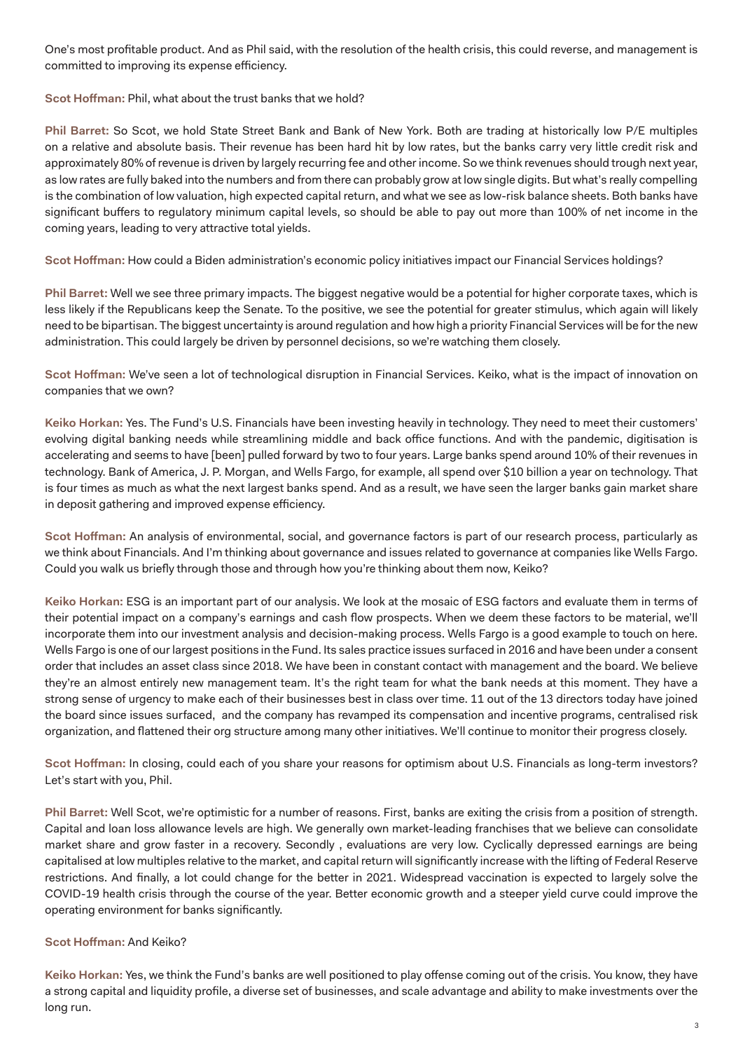One's most profitable product. And as Phil said, with the resolution of the health crisis, this could reverse, and management is committed to improving its expense efficiency.

**Scot Hoffman:** Phil, what about the trust banks that we hold?

**Phil Barret:** So Scot, we hold State Street Bank and Bank of New York. Both are trading at historically low P/E multiples on a relative and absolute basis. Their revenue has been hard hit by low rates, but the banks carry very little credit risk and approximately 80% of revenue is driven by largely recurring fee and other income. So we think revenues should trough next year, as low rates are fully baked into the numbers and from there can probably grow at low single digits. But what's really compelling is the combination of low valuation, high expected capital return, and what we see as low-risk balance sheets. Both banks have significant buffers to regulatory minimum capital levels, so should be able to pay out more than 100% of net income in the coming years, leading to very attractive total yields.

**Scot Hoffman:** How could a Biden administration's economic policy initiatives impact our Financial Services holdings?

**Phil Barret:** Well we see three primary impacts. The biggest negative would be a potential for higher corporate taxes, which is less likely if the Republicans keep the Senate. To the positive, we see the potential for greater stimulus, which again will likely need to be bipartisan. The biggest uncertainty is around regulation and how high a priority Financial Services will be for the new administration. This could largely be driven by personnel decisions, so we're watching them closely.

**Scot Hoffman:** We've seen a lot of technological disruption in Financial Services. Keiko, what is the impact of innovation on companies that we own?

**Keiko Horkan:** Yes. The Fund's U.S. Financials have been investing heavily in technology. They need to meet their customers' evolving digital banking needs while streamlining middle and back office functions. And with the pandemic, digitisation is accelerating and seems to have [been] pulled forward by two to four years. Large banks spend around 10% of their revenues in technology. Bank of America, J. P. Morgan, and Wells Fargo, for example, all spend over $10 billion a year on technology. That is four times as much as what the next largest banks spend. And as a result, we have seen the larger banks gain market share in deposit gathering and improved expense efficiency.

**Scot Hoffman:** An analysis of environmental, social, and governance factors is part of our research process, particularly as we think about Financials. And I'm thinking about governance and issues related to governance at companies like Wells Fargo. Could you walk us briefly through those and through how you're thinking about them now, Keiko?

**Keiko Horkan:** ESG is an important part of our analysis. We look at the mosaic of ESG factors and evaluate them in terms of their potential impact on a company's earnings and cash flow prospects. When we deem these factors to be material, we'll incorporate them into our investment analysis and decision-making process. Wells Fargo is a good example to touch on here. Wells Fargo is one of our largest positions in the Fund. Its sales practice issues surfaced in 2016 and have been under a consent order that includes an asset class since 2018. We have been in constant contact with management and the board. We believe they're an almost entirely new management team. It's the right team for what the bank needs at this moment. They have a strong sense of urgency to make each of their businesses best in class over time. 11 out of the 13 directors today have joined the board since issues surfaced, and the company has revamped its compensation and incentive programs, centralised risk organization, and flattened their org structure among many other initiatives. We'll continue to monitor their progress closely.

**Scot Hoffman:** In closing, could each of you share your reasons for optimism about U.S. Financials as long-term investors? Let's start with you, Phil.

**Phil Barret:** Well Scot, we're optimistic for a number of reasons. First, banks are exiting the crisis from a position of strength. Capital and loan loss allowance levels are high. We generally own market-leading franchises that we believe can consolidate market share and grow faster in a recovery. Secondly , evaluations are very low. Cyclically depressed earnings are being capitalised at low multiples relative to the market, and capital return will significantly increase with the lifting of Federal Reserve restrictions. And finally, a lot could change for the better in 2021. Widespread vaccination is expected to largely solve the COVID-19 health crisis through the course of the year. Better economic growth and a steeper yield curve could improve the operating environment for banks significantly.

**Scot Hoffman:** And Keiko?

**Keiko Horkan:** Yes, we think the Fund's banks are well positioned to play offense coming out of the crisis. You know, they have a strong capital and liquidity profile, a diverse set of businesses, and scale advantage and ability to make investments over the long run.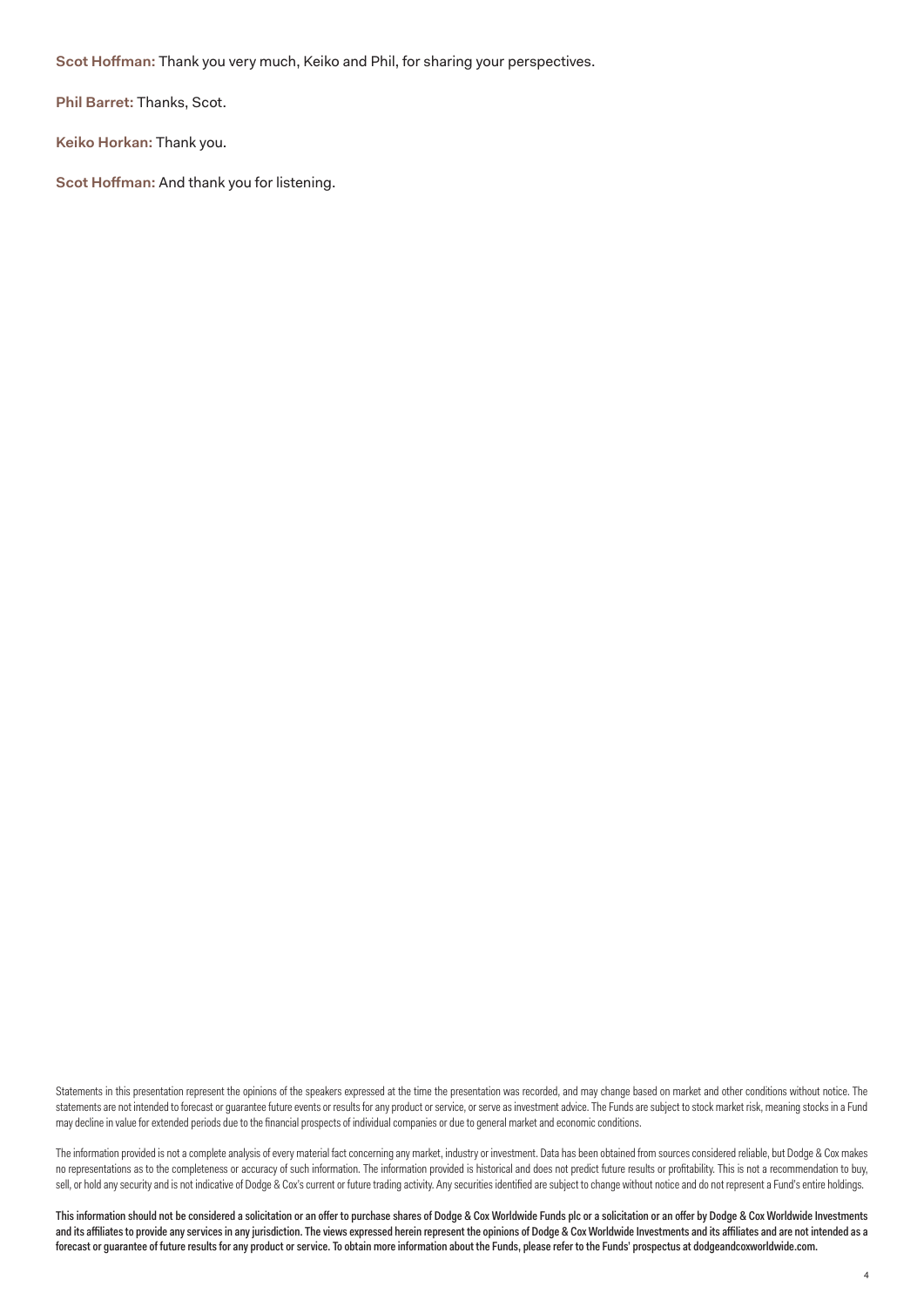**Scot Hoffman:** Thank you very much, Keiko and Phil, for sharing your perspectives.

**Phil Barret:** Thanks, Scot.

**Keiko Horkan:** Thank you.

**Scot Hoffman:** And thank you for listening.

Statements in this presentation represent the opinions of the speakers expressed at the time the presentation was recorded, and may change based on market and other conditions without notice. The statements are not intended to forecast or guarantee future events or results for any product or service, or serve as investment advice. The Funds are subject to stock market risk, meaning stocks in a Fund may decline in value for extended periods due to the financial prospects of individual companies or due to general market and economic conditions.

The information provided is not a complete analysis of every material fact concerning any market, industry or investment. Data has been obtained from sources considered reliable, but Dodge & Cox makes no representations as to the completeness or accuracy of such information. The information provided is historical and does not predict future results or profitability. This is not a recommendation to buy, sell, or hold any security and is not indicative of Dodge & Cox's current or future trading activity. Any securities identified are subject to change without notice and do not represent a Fund's entire holdings.

**This information should not be considered a solicitation or an offer to purchase shares of Dodge & Cox Worldwide Funds plc or a solicitation or an offer by Dodge & Cox Worldwide Investments and its affiliates to provide any services in any jurisdiction. The views expressed herein represent the opinions of Dodge & Cox Worldwide Investments and its affiliates and are not intended as a forecast or guarantee of future results for any product or service. To obtain more information about the Funds, please refer to the Funds' prospectus at dodgeandcoxworldwide.com.**